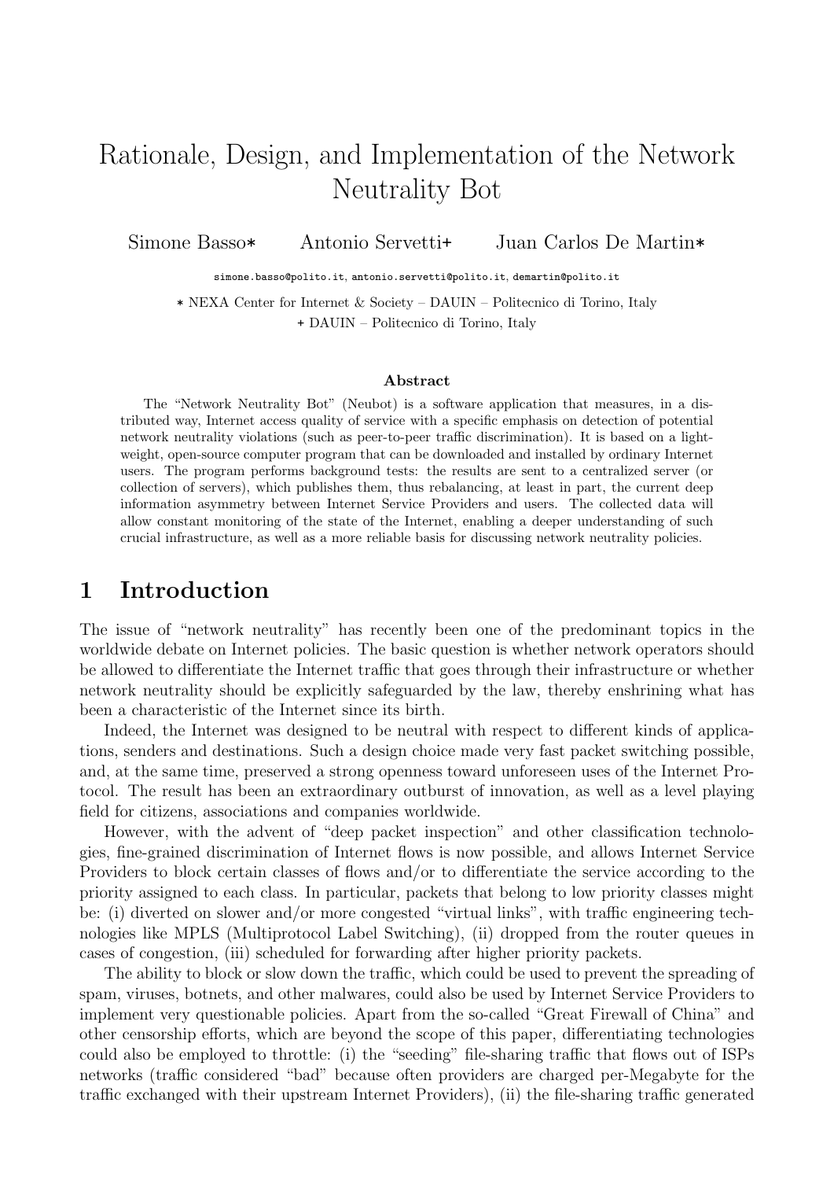# Rationale, Design, and Implementation of the Network Neutrality Bot

Simone Basso* Antonio Servetti+ Juan Carlos De Martin*

simone.basso@polito.it, antonio.servetti@polito.it, demartin@polito.it

* NEXA Center for Internet & Society – DAUIN – Politecnico di Torino, Italy
+ DAUIN – Politecnico di Torino, Italy

### Abstract

The "Network Neutrality Bot" (Neubot) is a software application that measures, in a distributed way, Internet access quality of service with a specific emphasis on detection of potential network neutrality violations (such as peer-to-peer traffic discrimination). It is based on a lightweight, open-source computer program that can be downloaded and installed by ordinary Internet users. The program performs background tests: the results are sent to a centralized server (or collection of servers), which publishes them, thus rebalancing, at least in part, the current deep information asymmetry between Internet Service Providers and users. The collected data will allow constant monitoring of the state of the Internet, enabling a deeper understanding of such crucial infrastructure, as well as a more reliable basis for discussing network neutrality policies.

## 1 Introduction

The issue of "network neutrality" has recently been one of the predominant topics in the worldwide debate on Internet policies. The basic question is whether network operators should be allowed to differentiate the Internet traffic that goes through their infrastructure or whether network neutrality should be explicitly safeguarded by the law, thereby enshrining what has been a characteristic of the Internet since its birth.

Indeed, the Internet was designed to be neutral with respect to different kinds of applications, senders and destinations. Such a design choice made very fast packet switching possible, and, at the same time, preserved a strong openness toward unforeseen uses of the Internet Protocol. The result has been an extraordinary outburst of innovation, as well as a level playing field for citizens, associations and companies worldwide.

However, with the advent of "deep packet inspection" and other classification technologies, fine-grained discrimination of Internet flows is now possible, and allows Internet Service Providers to block certain classes of flows and/or to differentiate the service according to the priority assigned to each class. In particular, packets that belong to low priority classes might be: (i) diverted on slower and/or more congested "virtual links", with traffic engineering technologies like MPLS (Multiprotocol Label Switching), (ii) dropped from the router queues in cases of congestion, (iii) scheduled for forwarding after higher priority packets.

The ability to block or slow down the traffic, which could be used to prevent the spreading of spam, viruses, botnets, and other malwares, could also be used by Internet Service Providers to implement very questionable policies. Apart from the so-called "Great Firewall of China" and other censorship efforts, which are beyond the scope of this paper, differentiating technologies could also be employed to throttle: (i) the "seeding" file-sharing traffic that flows out of ISPs networks (traffic considered "bad" because often providers are charged per-Megabyte for the traffic exchanged with their upstream Internet Providers), (ii) the file-sharing traffic generated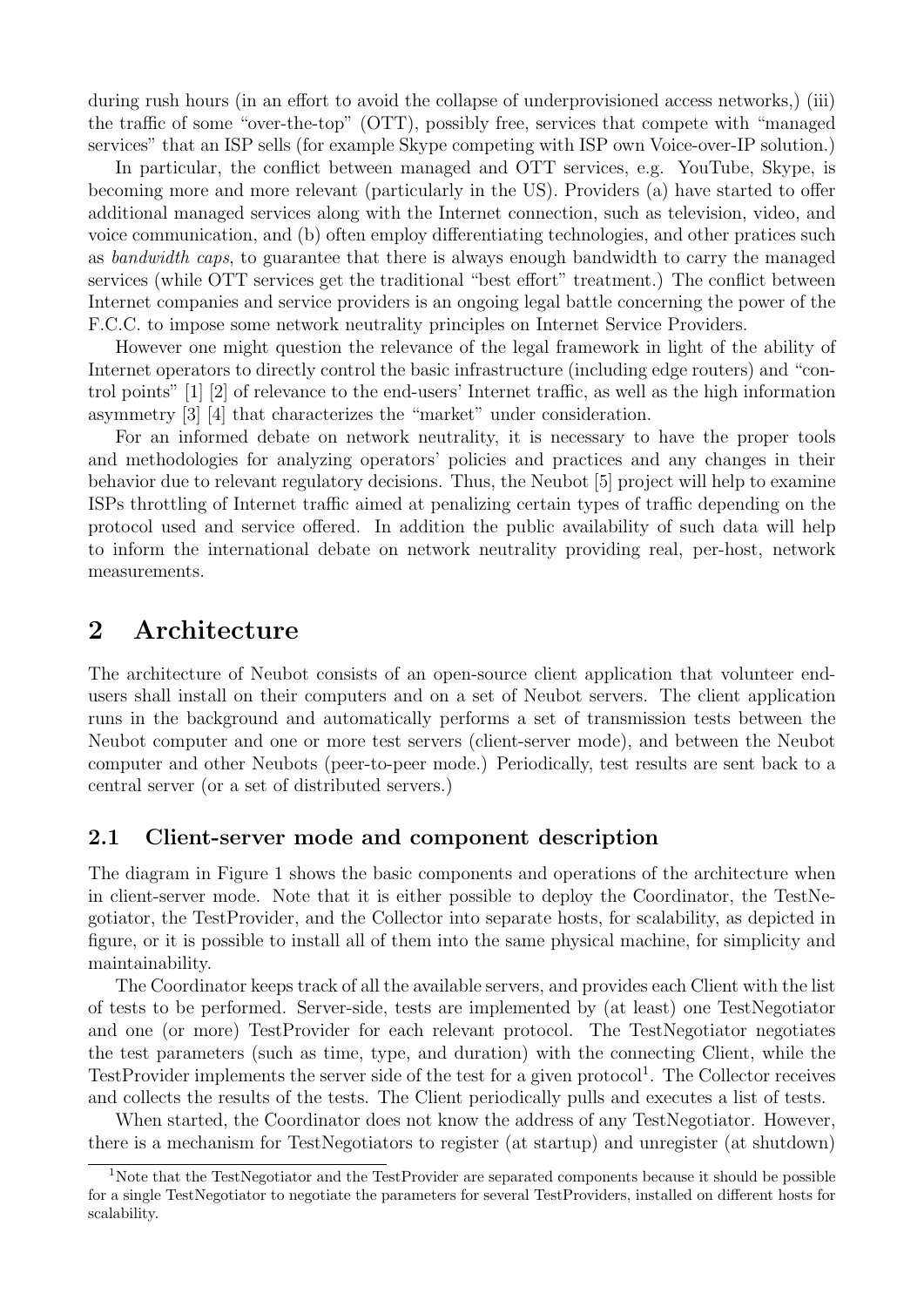during rush hours (in an effort to avoid the collapse of underprovisioned access networks,) (iii) the traffic of some "over-the-top" (OTT), possibly free, services that compete with "managed services" that an ISP sells (for example Skype competing with ISP own Voice-over-IP solution.)

In particular, the conflict between managed and OTT services, e.g. YouTube, Skype, is becoming more and more relevant (particularly in the US). Providers (a) have started to offer additional managed services along with the Internet connection, such as television, video, and voice communication, and (b) often employ differentiating technologies, and other pratices such as *bandwidth caps*, to guarantee that there is always enough bandwidth to carry the managed services (while OTT services get the traditional "best effort" treatment.) The conflict between Internet companies and service providers is an ongoing legal battle concerning the power of the F.C.C. to impose some network neutrality principles on Internet Service Providers.

However one might question the relevance of the legal framework in light of the ability of Internet operators to directly control the basic infrastructure (including edge routers) and "control points" [1] [2] of relevance to the end-users' Internet traffic, as well as the high information asymmetry [3] [4] that characterizes the "market" under consideration.

For an informed debate on network neutrality, it is necessary to have the proper tools and methodologies for analyzing operators' policies and practices and any changes in their behavior due to relevant regulatory decisions. Thus, the Neubot [5] project will help to examine ISPs throttling of Internet traffic aimed at penalizing certain types of traffic depending on the protocol used and service offered. In addition the public availability of such data will help to inform the international debate on network neutrality providing real, per-host, network measurements.

# 2 Architecture

The architecture of Neubot consists of an open-source client application that volunteer end-users shall install on their computers and on a set of Neubot servers. The client application runs in the background and automatically performs a set of transmission tests between the Neubot computer and one or more test servers (client-server mode), and between the Neubot computer and other Neubots (peer-to-peer mode.) Periodically, test results are sent back to a central server (or a set of distributed servers.)

## 2.1 Client-server mode and component description

The diagram in Figure 1 shows the basic components and operations of the architecture when in client-server mode. Note that it is either possible to deploy the Coordinator, the TestNegotiator, the TestProvider, and the Collector into separate hosts, for scalability, as depicted in figure, or it is possible to install all of them into the same physical machine, for simplicity and maintainability.

The Coordinator keeps track of all the available servers, and provides each Client with the list of tests to be performed. Server-side, tests are implemented by (at least) one TestNegotiator and one (or more) TestProvider for each relevant protocol. The TestNegotiator negotiates the test parameters (such as time, type, and duration) with the connecting Client, while the TestProvider implements the server side of the test for a given protocol[1]. The Collector receives and collects the results of the tests. The Client periodically pulls and executes a list of tests.

When started, the Coordinator does not know the address of any TestNegotiator. However, there is a mechanism for TestNegotiators to register (at startup) and unregister (at shutdown)

[1] Note that the TestNegotiator and the TestProvider are separated components because it should be possible for a single TestNegotiator to negotiate the parameters for several TestProviders, installed on different hosts for scalability.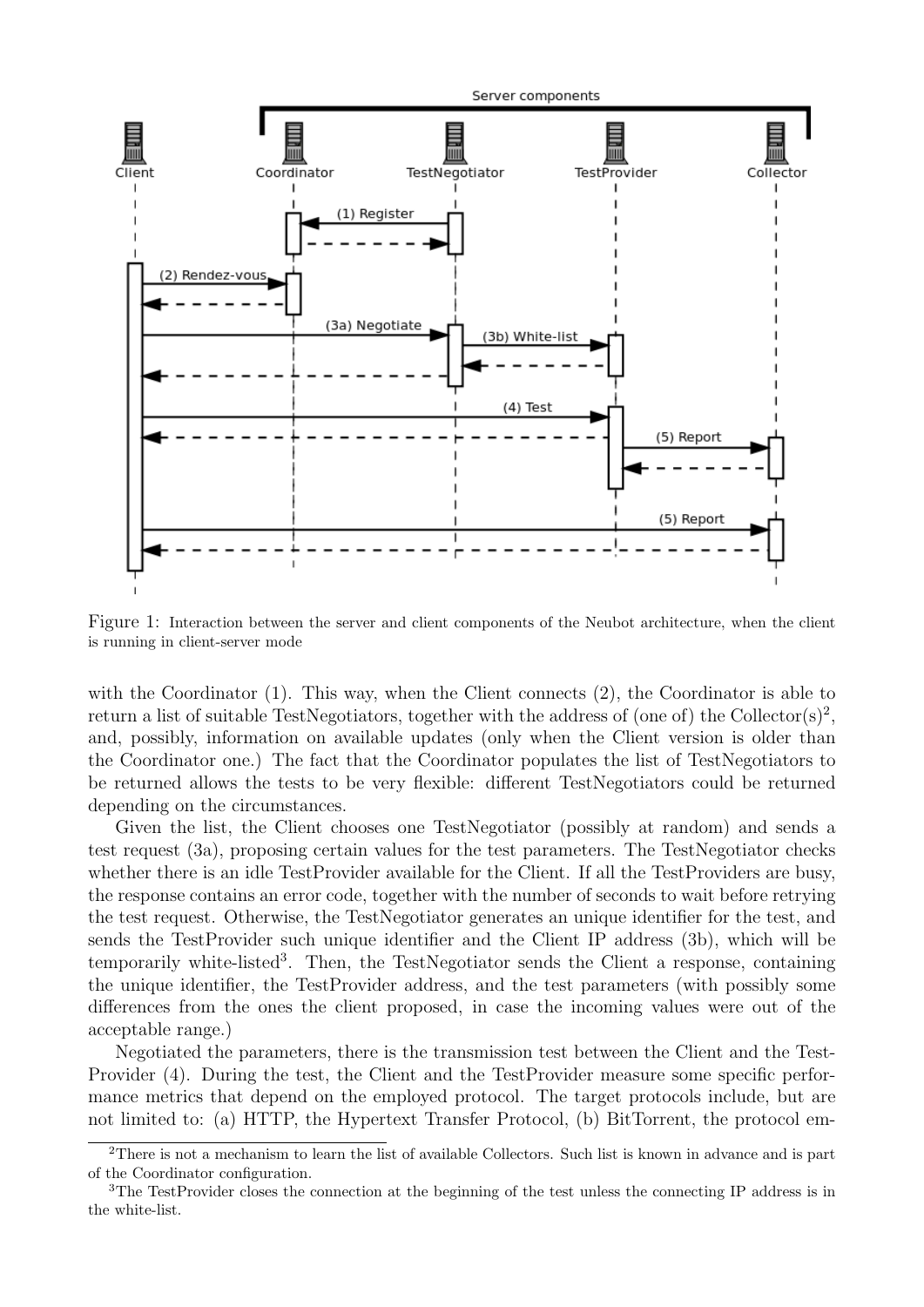Figure 1: Interaction between the server and client components of the Neubot architecture, when the client is running in client-server mode

with the Coordinator (1). This way, when the Client connects (2), the Coordinator is able to return a list of suitable TestNegotiators, together with the address of (one of) the Collector(s)[2], and, possibly, information on available updates (only when the Client version is older than the Coordinator one.) The fact that the Coordinator populates the list of TestNegotiators to be returned allows the tests to be very flexible: different TestNegotiators could be returned depending on the circumstances.

Given the list, the Client chooses one TestNegotiator (possibly at random) and sends a test request (3a), proposing certain values for the test parameters. The TestNegotiator checks whether there is an idle TestProvider available for the Client. If all the TestProviders are busy, the response contains an error code, together with the number of seconds to wait before retrying the test request. Otherwise, the TestNegotiator generates an unique identifier for the test, and sends the TestProvider such unique identifier and the Client IP address (3b), which will be temporarily white-listed[3]. Then, the TestNegotiator sends the Client a response, containing the unique identifier, the TestProvider address, and the test parameters (with possibly some differences from the ones the client proposed, in case the incoming values were out of the acceptable range.)

Negotiated the parameters, there is the transmission test between the Client and the TestProvider (4). During the test, the Client and the TestProvider measure some specific performance metrics that depend on the employed protocol. The target protocols include, but are not limited to: (a) HTTP, the Hypertext Transfer Protocol, (b) BitTorrent, the protocol em-

[2] There is not a mechanism to learn the list of available Collectors. Such list is known in advance and is part of the Coordinator configuration.

[3] The TestProvider closes the connection at the beginning of the test unless the connecting IP address is in the white-list.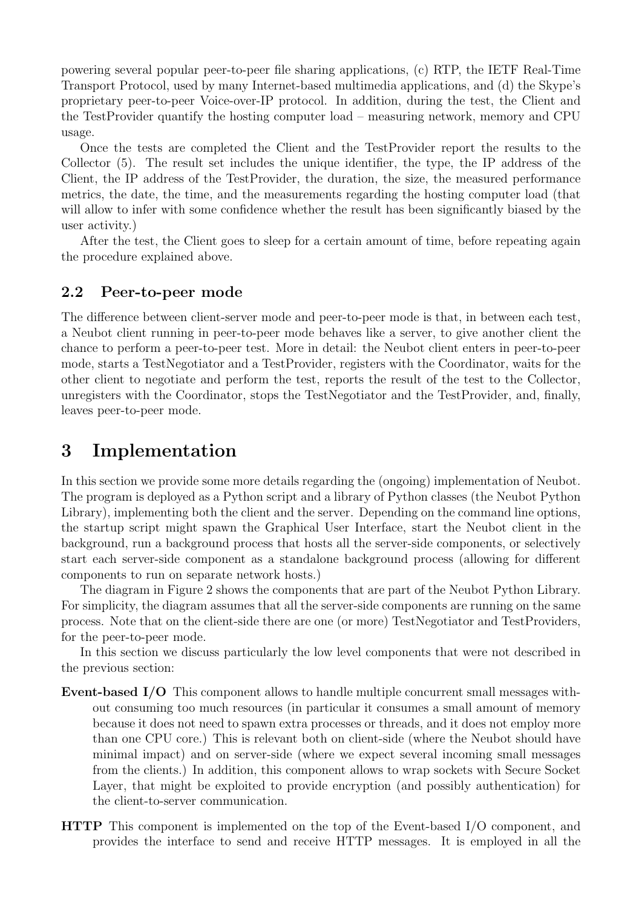powering several popular peer-to-peer file sharing applications, (c) RTP, the IETF Real-Time Transport Protocol, used by many Internet-based multimedia applications, and (d) the Skype's proprietary peer-to-peer Voice-over-IP protocol. In addition, during the test, the Client and the TestProvider quantify the hosting computer load – measuring network, memory and CPU usage.

Once the tests are completed the Client and the TestProvider report the results to the Collector (5). The result set includes the unique identifier, the type, the IP address of the Client, the IP address of the TestProvider, the duration, the size, the measured performance metrics, the date, the time, and the measurements regarding the hosting computer load (that will allow to infer with some confidence whether the result has been significantly biased by the user activity.)

After the test, the Client goes to sleep for a certain amount of time, before repeating again the procedure explained above.

### 2.2 Peer-to-peer mode

The difference between client-server mode and peer-to-peer mode is that, in between each test, a Neubot client running in peer-to-peer mode behaves like a server, to give another client the chance to perform a peer-to-peer test. More in detail: the Neubot client enters in peer-to-peer mode, starts a TestNegotiator and a TestProvider, registers with the Coordinator, waits for the other client to negotiate and perform the test, reports the result of the test to the Collector, unregisters with the Coordinator, stops the TestNegotiator and the TestProvider, and, finally, leaves peer-to-peer mode.

## 3 Implementation

In this section we provide some more details regarding the (ongoing) implementation of Neubot. The program is deployed as a Python script and a library of Python classes (the Neubot Python Library), implementing both the client and the server. Depending on the command line options, the startup script might spawn the Graphical User Interface, start the Neubot client in the background, run a background process that hosts all the server-side components, or selectively start each server-side component as a standalone background process (allowing for different components to run on separate network hosts.)

The diagram in Figure 2 shows the components that are part of the Neubot Python Library. For simplicity, the diagram assumes that all the server-side components are running on the same process. Note that on the client-side there are one (or more) TestNegotiator and TestProviders, for the peer-to-peer mode.

In this section we discuss particularly the low level components that were not described in the previous section:

**Event-based I/O** This component allows to handle multiple concurrent small messages without consuming too much resources (in particular it consumes a small amount of memory because it does not need to spawn extra processes or threads, and it does not employ more than one CPU core.) This is relevant both on client-side (where the Neubot should have minimal impact) and on server-side (where we expect several incoming small messages from the clients.) In addition, this component allows to wrap sockets with Secure Socket Layer, that might be exploited to provide encryption (and possibly authentication) for the client-to-server communication.

**HTTP** This component is implemented on the top of the Event-based I/O component, and provides the interface to send and receive HTTP messages. It is employed in all the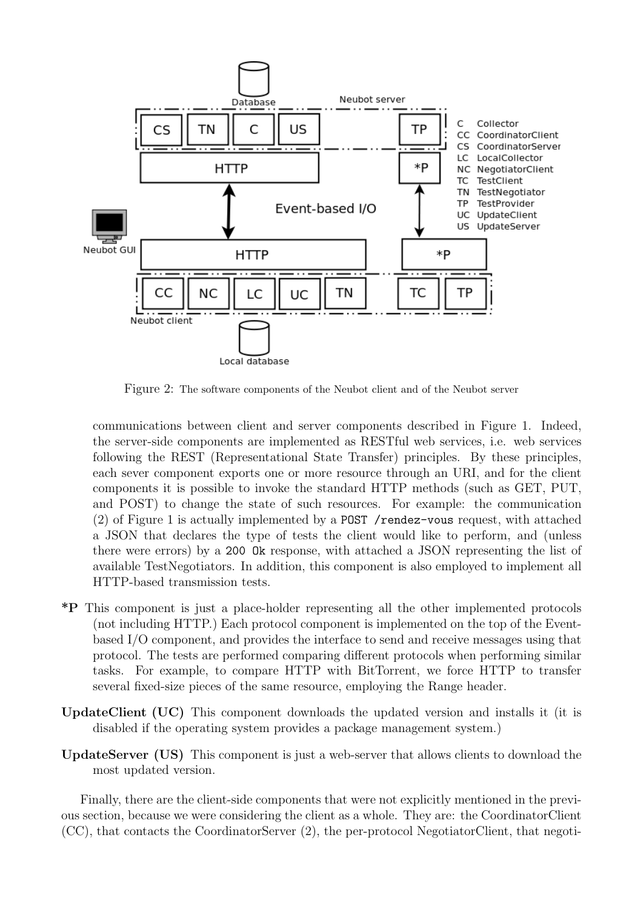Figure 2: The software components of the Neubot client and of the Neubot server

communications between client and server components described in Figure 1. Indeed, the server-side components are implemented as RESTful web services, i.e. web services following the REST (Representational State Transfer) principles. By these principles, each sever component exports one or more resource through an URI, and for the client components it is possible to invoke the standard HTTP methods (such as GET, PUT, and POST) to change the state of such resources. For example: the communication (2) of Figure 1 is actually implemented by a `POST /rendez-vous` request, with attached a JSON that declares the type of tests the client would like to perform, and (unless there were errors) by a `200 Ok` response, with attached a JSON representing the list of available TestNegotiators. In addition, this component is also employed to implement all HTTP-based transmission tests.

**\*P** This component is just a place-holder representing all the other implemented protocols (not including HTTP.) Each protocol component is implemented on the top of the Event-based I/O component, and provides the interface to send and receive messages using that protocol. The tests are performed comparing different protocols when performing similar tasks. For example, to compare HTTP with BitTorrent, we force HTTP to transfer several fixed-size pieces of the same resource, employing the Range header.

**UpdateClient (UC)** This component downloads the updated version and installs it (it is disabled if the operating system provides a package management system.)

**UpdateServer (US)** This component is just a web-server that allows clients to download the most updated version.

Finally, there are the client-side components that were not explicitly mentioned in the previous section, because we were considering the client as a whole. They are: the CoordinatorClient (CC), that contacts the CoordinatorServer (2), the per-protocol NegotiatorClient, that negoti-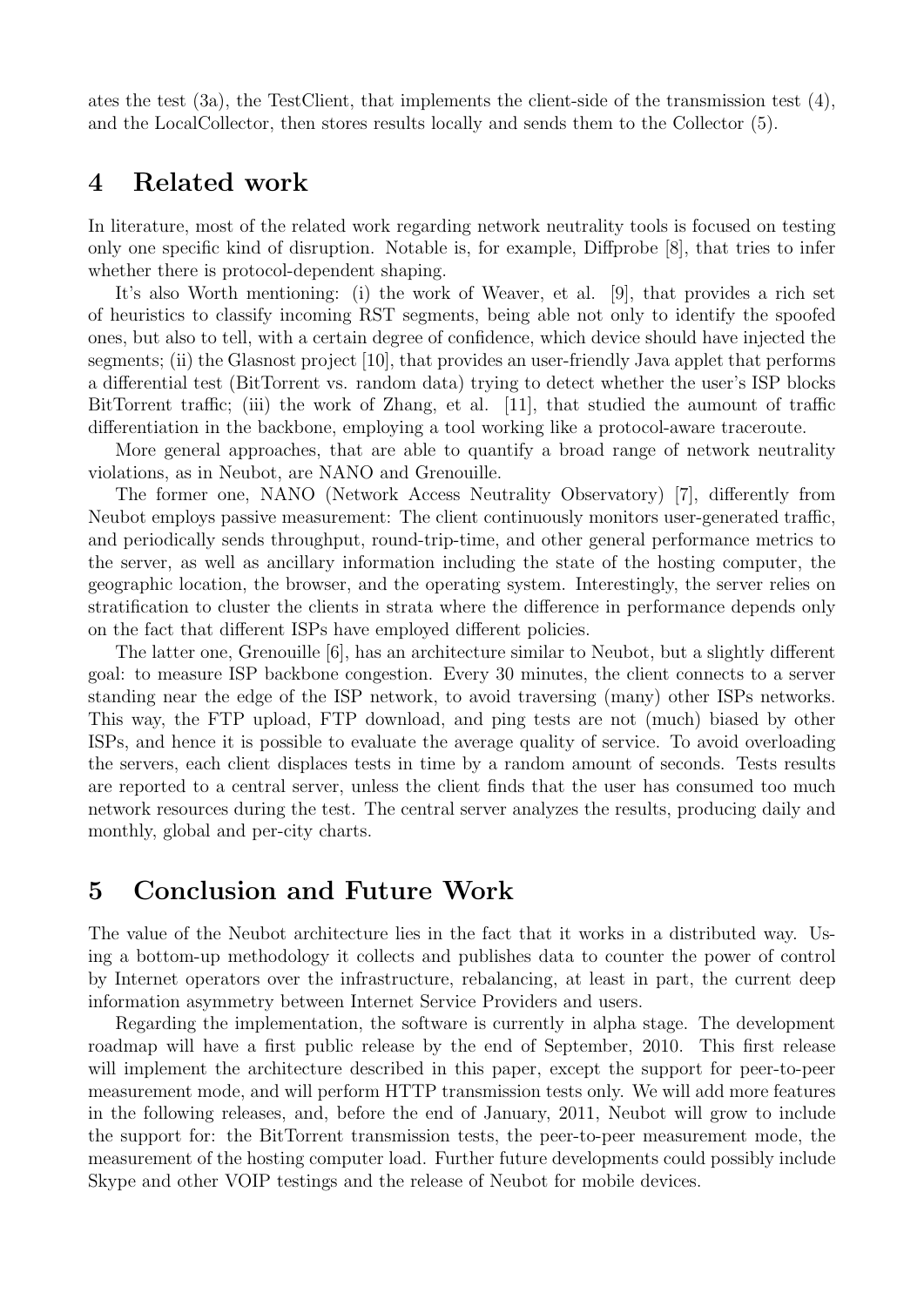ates the test (3a), the TestClient, that implements the client-side of the transmission test (4), and the LocalCollector, then stores results locally and sends them to the Collector (5).

# 4 Related work

In literature, most of the related work regarding network neutrality tools is focused on testing only one specific kind of disruption. Notable is, for example, Diffprobe [8], that tries to infer whether there is protocol-dependent shaping.

It's also Worth mentioning: (i) the work of Weaver, et al. [9], that provides a rich set of heuristics to classify incoming RST segments, being able not only to identify the spoofed ones, but also to tell, with a certain degree of confidence, which device should have injected the segments; (ii) the Glasnost project [10], that provides an user-friendly Java applet that performs a differential test (BitTorrent vs. random data) trying to detect whether the user's ISP blocks BitTorrent traffic; (iii) the work of Zhang, et al. [11], that studied the aumount of traffic differentiation in the backbone, employing a tool working like a protocol-aware traceroute.

More general approaches, that are able to quantify a broad range of network neutrality violations, as in Neubot, are NANO and Grenouille.

The former one, NANO (Network Access Neutrality Observatory) [7], differently from Neubot employs passive measurement: The client continuously monitors user-generated traffic, and periodically sends throughput, round-trip-time, and other general performance metrics to the server, as well as ancillary information including the state of the hosting computer, the geographic location, the browser, and the operating system. Interestingly, the server relies on stratification to cluster the clients in strata where the difference in performance depends only on the fact that different ISPs have employed different policies.

The latter one, Grenouille [6], has an architecture similar to Neubot, but a slightly different goal: to measure ISP backbone congestion. Every 30 minutes, the client connects to a server standing near the edge of the ISP network, to avoid traversing (many) other ISPs networks. This way, the FTP upload, FTP download, and ping tests are not (much) biased by other ISPs, and hence it is possible to evaluate the average quality of service. To avoid overloading the servers, each client displaces tests in time by a random amount of seconds. Tests results are reported to a central server, unless the client finds that the user has consumed too much network resources during the test. The central server analyzes the results, producing daily and monthly, global and per-city charts.

# 5 Conclusion and Future Work

The value of the Neubot architecture lies in the fact that it works in a distributed way. Using a bottom-up methodology it collects and publishes data to counter the power of control by Internet operators over the infrastructure, rebalancing, at least in part, the current deep information asymmetry between Internet Service Providers and users.

Regarding the implementation, the software is currently in alpha stage. The development roadmap will have a first public release by the end of September, 2010. This first release will implement the architecture described in this paper, except the support for peer-to-peer measurement mode, and will perform HTTP transmission tests only. We will add more features in the following releases, and, before the end of January, 2011, Neubot will grow to include the support for: the BitTorrent transmission tests, the peer-to-peer measurement mode, the measurement of the hosting computer load. Further future developments could possibly include Skype and other VOIP testings and the release of Neubot for mobile devices.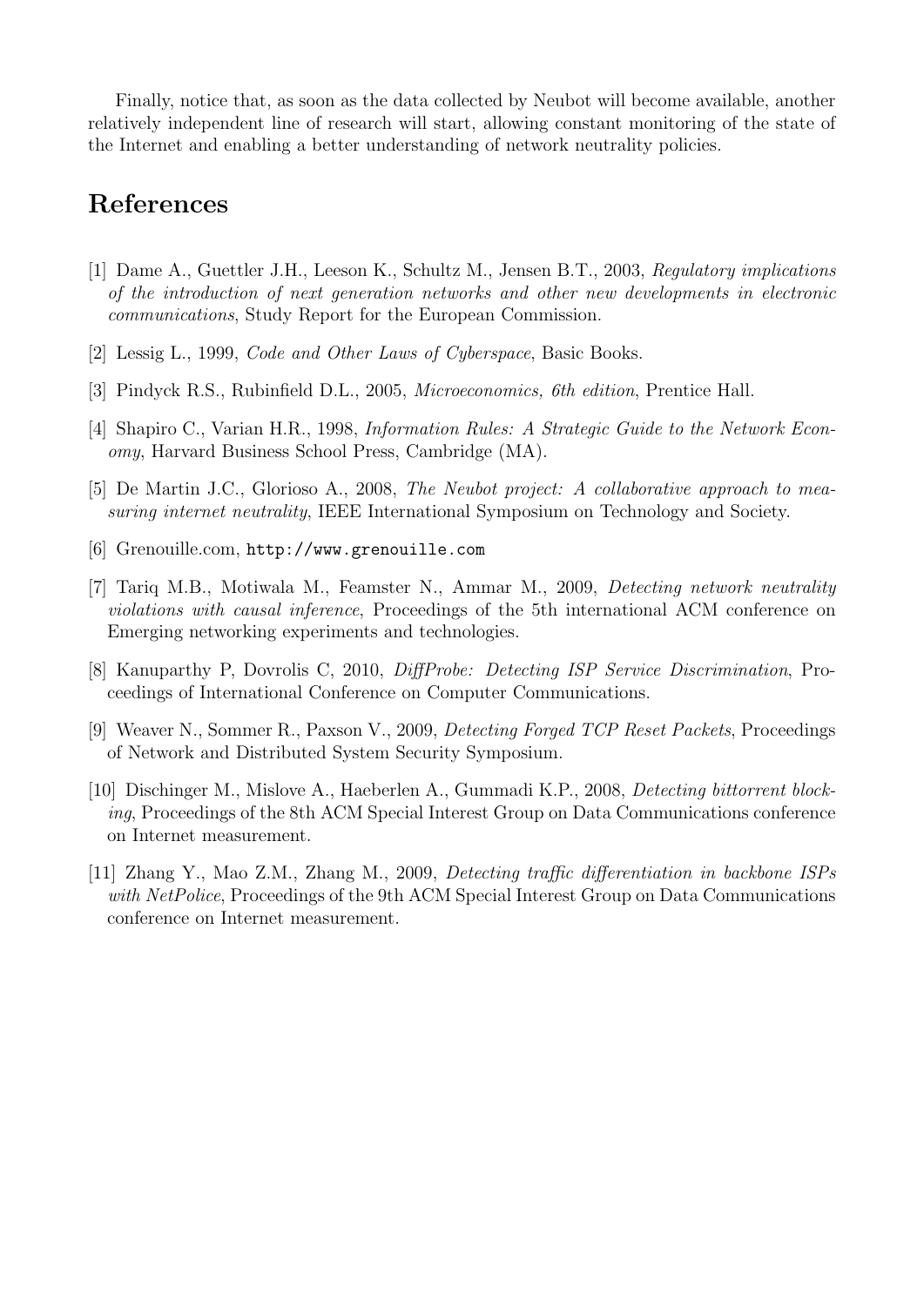Finally, notice that, as soon as the data collected by Neubot will become available, another relatively independent line of research will start, allowing constant monitoring of the state of the Internet and enabling a better understanding of network neutrality policies.

## References

[1] Dame A., Guettler J.H., Leeson K., Schultz M., Jensen B.T., 2003, *Regulatory implications of the introduction of next generation networks and other new developments in electronic communications*, Study Report for the European Commission.

[2] Lessig L., 1999, *Code and Other Laws of Cyberspace*, Basic Books.

[3] Pindyck R.S., Rubinfield D.L., 2005, *Microeconomics, 6th edition*, Prentice Hall.

[4] Shapiro C., Varian H.R., 1998, *Information Rules: A Strategic Guide to the Network Economy*, Harvard Business School Press, Cambridge (MA).

[5] De Martin J.C., Glorioso A., 2008, *The Neubot project: A collaborative approach to measuring internet neutrality*, IEEE International Symposium on Technology and Society.

[6] Grenouille.com, `http://www.grenouille.com`

[7] Tariq M.B., Motiwala M., Feamster N., Ammar M., 2009, *Detecting network neutrality violations with causal inference*, Proceedings of the 5th international ACM conference on Emerging networking experiments and technologies.

[8] Kanuparthy P, Dovrolis C, 2010, *DiffProbe: Detecting ISP Service Discrimination*, Proceedings of International Conference on Computer Communications.

[9] Weaver N., Sommer R., Paxson V., 2009, *Detecting Forged TCP Reset Packets*, Proceedings of Network and Distributed System Security Symposium.

[10] Dischinger M., Mislove A., Haeberlen A., Gummadi K.P., 2008, *Detecting bittorrent blocking*, Proceedings of the 8th ACM Special Interest Group on Data Communications conference on Internet measurement.

[11] Zhang Y., Mao Z.M., Zhang M., 2009, *Detecting traffic differentiation in backbone ISPs with NetPolice*, Proceedings of the 9th ACM Special Interest Group on Data Communications conference on Internet measurement.